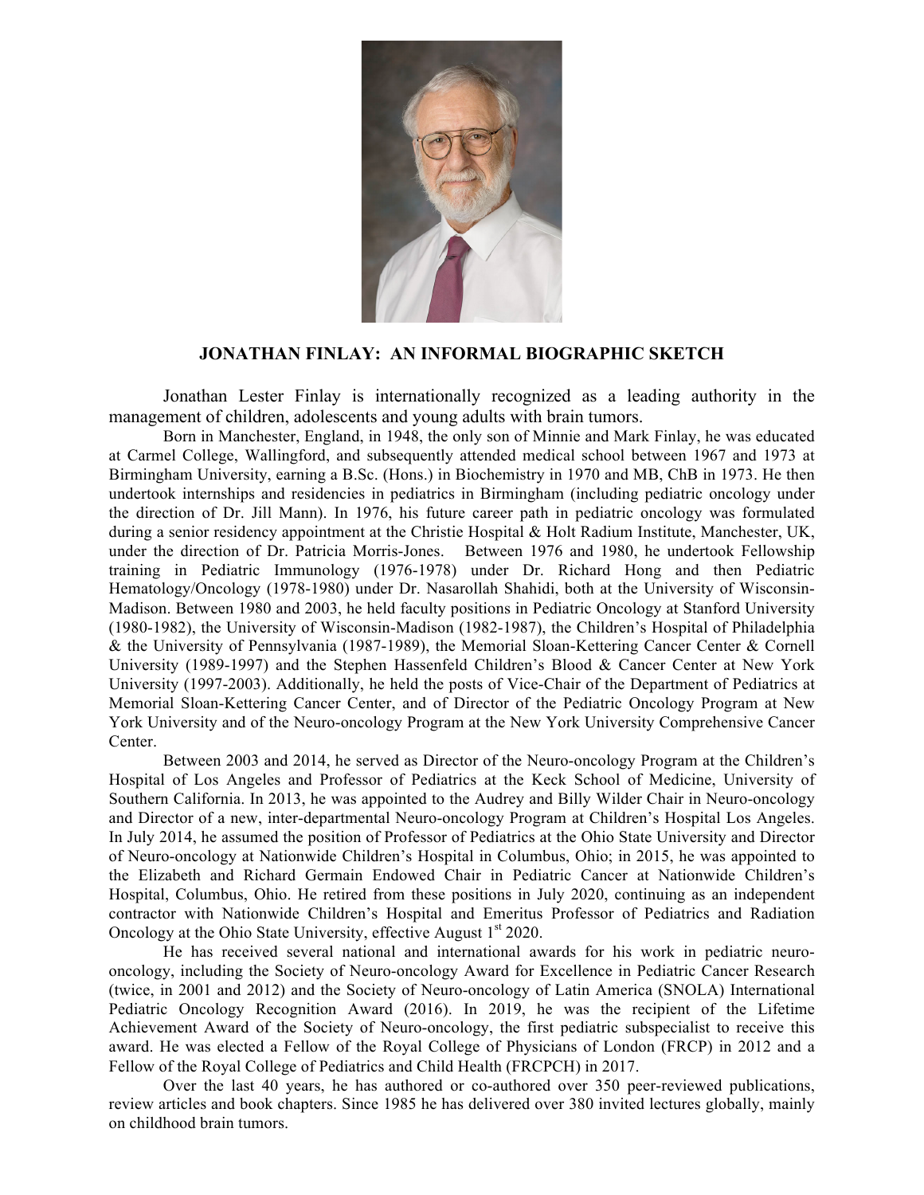# JONATHAN FINLAY: AN INFORMAL BIOGRAPHIC SKETCH

Jonathan Lester Finlay is internationally recognized as a leading authority in the management of children, adolescents and young adults with brain tumors.

Born in Manchester, England, in 1948, the only son of Minnie and Mark Finlay, he was educated at Carmel College, Wallingford, and subsequently attended medical school between 1967 and 1973 at Birmingham University, earning a B.Sc. (Hons.) in Biochemistry in 1970 and MB, ChB in 1973. He then undertook internships and residencies in pediatrics in Birmingham (including pediatric oncology under the direction of Dr. Jill Mann). In 1976, his future career path in pediatric oncology was formulated during a senior residency appointment at the Christie Hospital & Holt Radium Institute, Manchester, UK, under the direction of Dr. Patricia Morris-Jones. Between 1976 and 1980, he undertook Fellowship training in Pediatric Immunology (1976-1978) under Dr. Richard Hong and then Pediatric Hematology/Oncology (1978-1980) under Dr. Nasarollah Shahidi, both at the University of Wisconsin-Madison. Between 1980 and 2003, he held faculty positions in Pediatric Oncology at Stanford University (1980-1982), the University of Wisconsin-Madison (1982-1987), the Children's Hospital of Philadelphia & the University of Pennsylvania (1987-1989), the Memorial Sloan-Kettering Cancer Center & Cornell University (1989-1997) and the Stephen Hassenfeld Children's Blood & Cancer Center at New York University (1997-2003). Additionally, he held the posts of Vice-Chair of the Department of Pediatrics at Memorial Sloan-Kettering Cancer Center, and of Director of the Pediatric Oncology Program at New York University and of the Neuro-oncology Program at the New York University Comprehensive Cancer Center.

Between 2003 and 2014, he served as Director of the Neuro-oncology Program at the Children's Hospital of Los Angeles and Professor of Pediatrics at the Keck School of Medicine, University of Southern California. In 2013, he was appointed to the Audrey and Billy Wilder Chair in Neuro-oncology and Director of a new, inter-departmental Neuro-oncology Program at Children's Hospital Los Angeles. In July 2014, he assumed the position of Professor of Pediatrics at the Ohio State University and Director of Neuro-oncology at Nationwide Children's Hospital in Columbus, Ohio; in 2015, he was appointed to the Elizabeth and Richard Germain Endowed Chair in Pediatric Cancer at Nationwide Children's Hospital, Columbus, Ohio. He retired from these positions in July 2020, continuing as an independent contractor with Nationwide Children's Hospital and Emeritus Professor of Pediatrics and Radiation Oncology at the Ohio State University, effective August 1st 2020.

He has received several national and international awards for his work in pediatric neuro-oncology, including the Society of Neuro-oncology Award for Excellence in Pediatric Cancer Research (twice, in 2001 and 2012) and the Society of Neuro-oncology of Latin America (SNOLA) International Pediatric Oncology Recognition Award (2016). In 2019, he was the recipient of the Lifetime Achievement Award of the Society of Neuro-oncology, the first pediatric subspecialist to receive this award. He was elected a Fellow of the Royal College of Physicians of London (FRCP) in 2012 and a Fellow of the Royal College of Pediatrics and Child Health (FRCPCH) in 2017.

Over the last 40 years, he has authored or co-authored over 350 peer-reviewed publications, review articles and book chapters. Since 1985 he has delivered over 380 invited lectures globally, mainly on childhood brain tumors.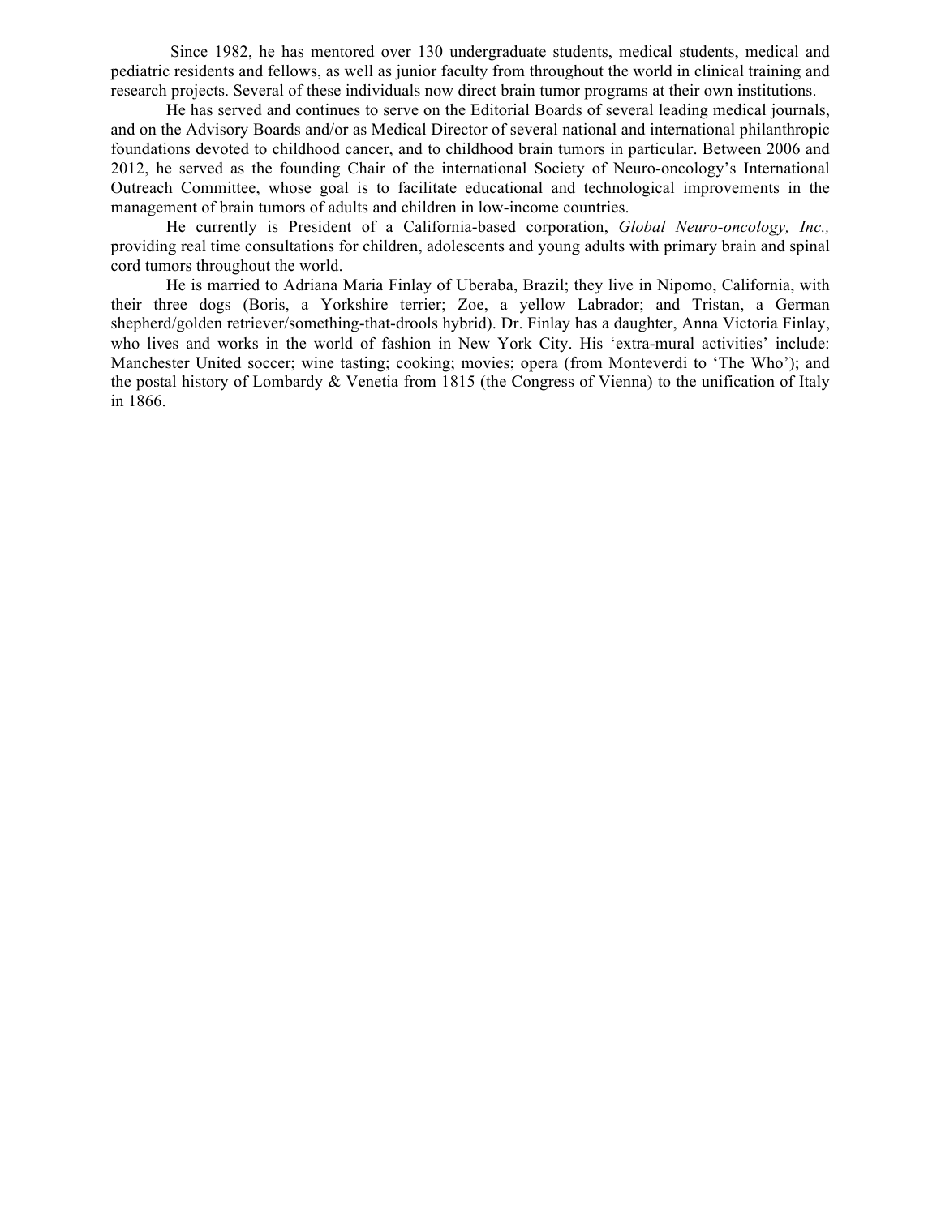Since 1982, he has mentored over 130 undergraduate students, medical students, medical and pediatric residents and fellows, as well as junior faculty from throughout the world in clinical training and research projects. Several of these individuals now direct brain tumor programs at their own institutions.

He has served and continues to serve on the Editorial Boards of several leading medical journals, and on the Advisory Boards and/or as Medical Director of several national and international philanthropic foundations devoted to childhood cancer, and to childhood brain tumors in particular. Between 2006 and 2012, he served as the founding Chair of the international Society of Neuro-oncology's International Outreach Committee, whose goal is to facilitate educational and technological improvements in the management of brain tumors of adults and children in low-income countries.

He currently is President of a California-based corporation, *Global Neuro-oncology, Inc.,* providing real time consultations for children, adolescents and young adults with primary brain and spinal cord tumors throughout the world.

He is married to Adriana Maria Finlay of Uberaba, Brazil; they live in Nipomo, California, with their three dogs (Boris, a Yorkshire terrier; Zoe, a yellow Labrador; and Tristan, a German shepherd/golden retriever/something-that-drools hybrid). Dr. Finlay has a daughter, Anna Victoria Finlay, who lives and works in the world of fashion in New York City. His 'extra-mural activities' include: Manchester United soccer; wine tasting; cooking; movies; opera (from Monteverdi to 'The Who'); and the postal history of Lombardy & Venetia from 1815 (the Congress of Vienna) to the unification of Italy in 1866.